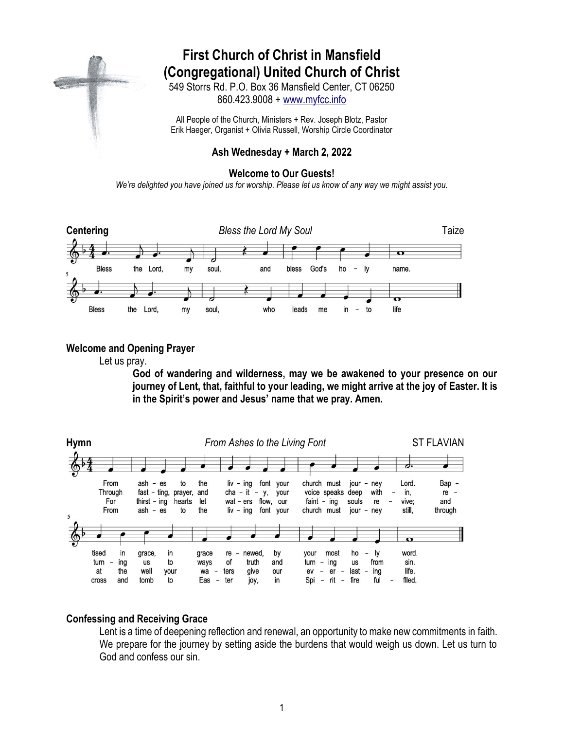# First Church of Christ in Mansfield (Congregational) United Church of Christ

549 Storrs Rd. P.O. Box 36 Mansfield Center, CT 06250
860.423.9008 + www.myfcc.info

All People of the Church, Ministers + Rev. Joseph Blotz, Pastor
Erik Haeger, Organist + Olivia Russell, Worship Circle Coordinator

### Ash Wednesday + March 2, 2022

**Welcome to Our Guests!**

*We're delighted you have joined us for worship. Please let us know of any way we might assist you.*

**Centering** — *Bless the Lord My Soul* — Taize

Bless the Lord, my soul, and bless God's holy name.
Bless the Lord, my soul, who leads me into life

**Welcome and Opening Prayer**

Let us pray.

**God of wandering and wilderness, may we be awakened to your presence on our journey of Lent, that, faithful to your leading, we might arrive at the joy of Easter. It is in the Spirit's power and Jesus' name that we pray. Amen.**

**Hymn** — *From Ashes to the Living Font* — ST FLAVIAN

From ashes to the living font your church must journey Lord.
Baptised in grace, in grace renewed, by your most holy word.

Through fasting, prayer, and charity, your voice speaks deep within,
returning us to ways of truth and turning us from sin.

For thirsting hearts let waters flow, our fainting souls revive;
and at the well your waters give our everlasting life.

From ashes to the living font your church must journey still,
through cross and tomb to Easter joy, in Spirit-fire fulfilled.

**Confessing and Receiving Grace**

Lent is a time of deepening reflection and renewal, an opportunity to make new commitments in faith. We prepare for the journey by setting aside the burdens that would weigh us down. Let us turn to God and confess our sin.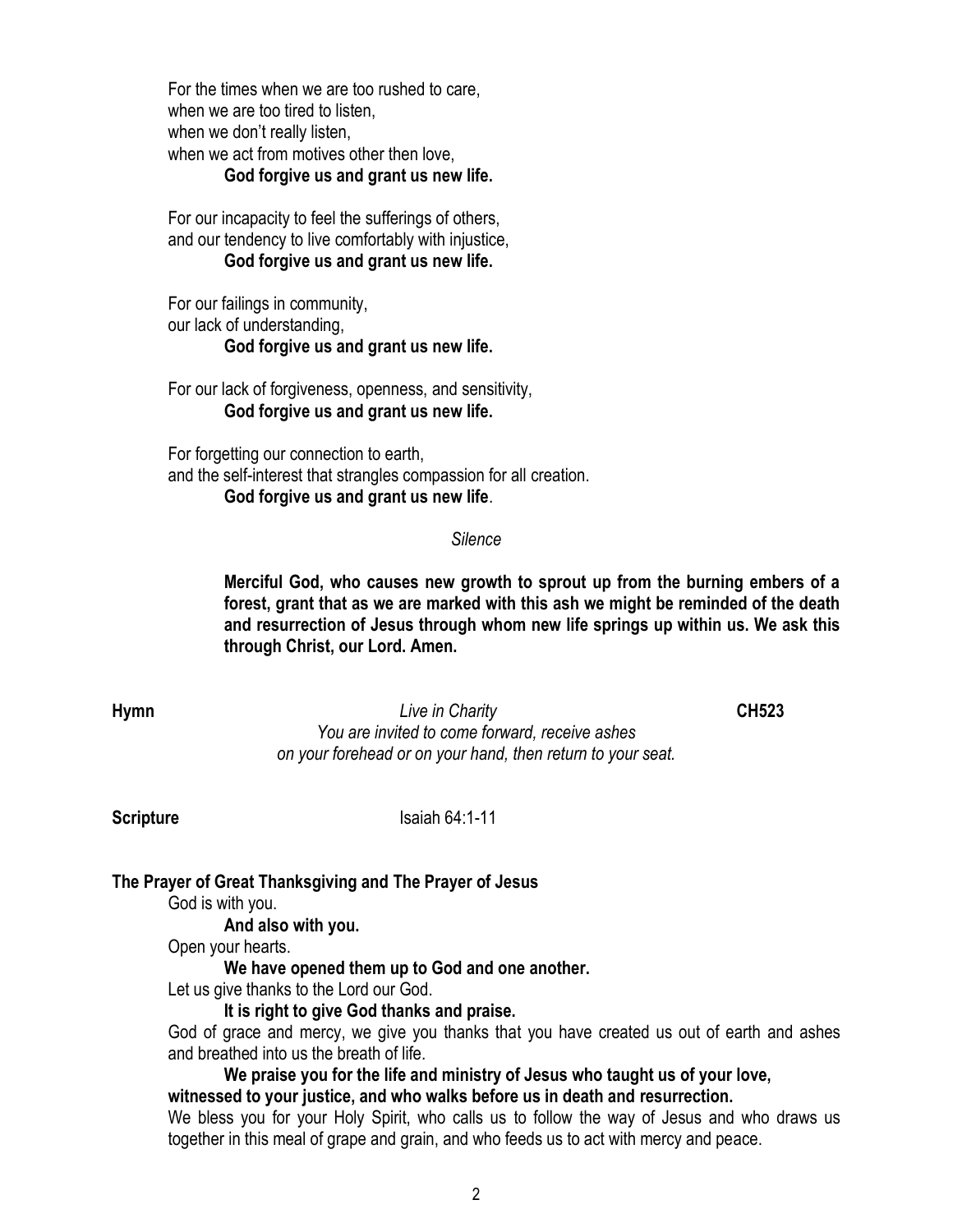For the times when we are too rushed to care,
when we are too tired to listen,
when we don't really listen,
when we act from motives other then love,
**God forgive us and grant us new life.**

For our incapacity to feel the sufferings of others,
and our tendency to live comfortably with injustice,
**God forgive us and grant us new life.**

For our failings in community,
our lack of understanding,
**God forgive us and grant us new life.**

For our lack of forgiveness, openness, and sensitivity,
**God forgive us and grant us new life.**

For forgetting our connection to earth,
and the self-interest that strangles compassion for all creation.
**God forgive us and grant us new life**.

*Silence*

**Merciful God, who causes new growth to sprout up from the burning embers of a forest, grant that as we are marked with this ash we might be reminded of the death and resurrection of Jesus through whom new life springs up within us. We ask this through Christ, our Lord. Amen.**

**Hymn** *Live in Charity* **CH523**
*You are invited to come forward, receive ashes on your forehead or on your hand, then return to your seat.*

**Scripture** Isaiah 64:1-11

**The Prayer of Great Thanksgiving and The Prayer of Jesus**

God is with you.
**And also with you.**
Open your hearts.
**We have opened them up to God and one another.**
Let us give thanks to the Lord our God.
**It is right to give God thanks and praise.**
God of grace and mercy, we give you thanks that you have created us out of earth and ashes and breathed into us the breath of life.
**We praise you for the life and ministry of Jesus who taught us of your love, witnessed to your justice, and who walks before us in death and resurrection.**
We bless you for your Holy Spirit, who calls us to follow the way of Jesus and who draws us together in this meal of grape and grain, and who feeds us to act with mercy and peace.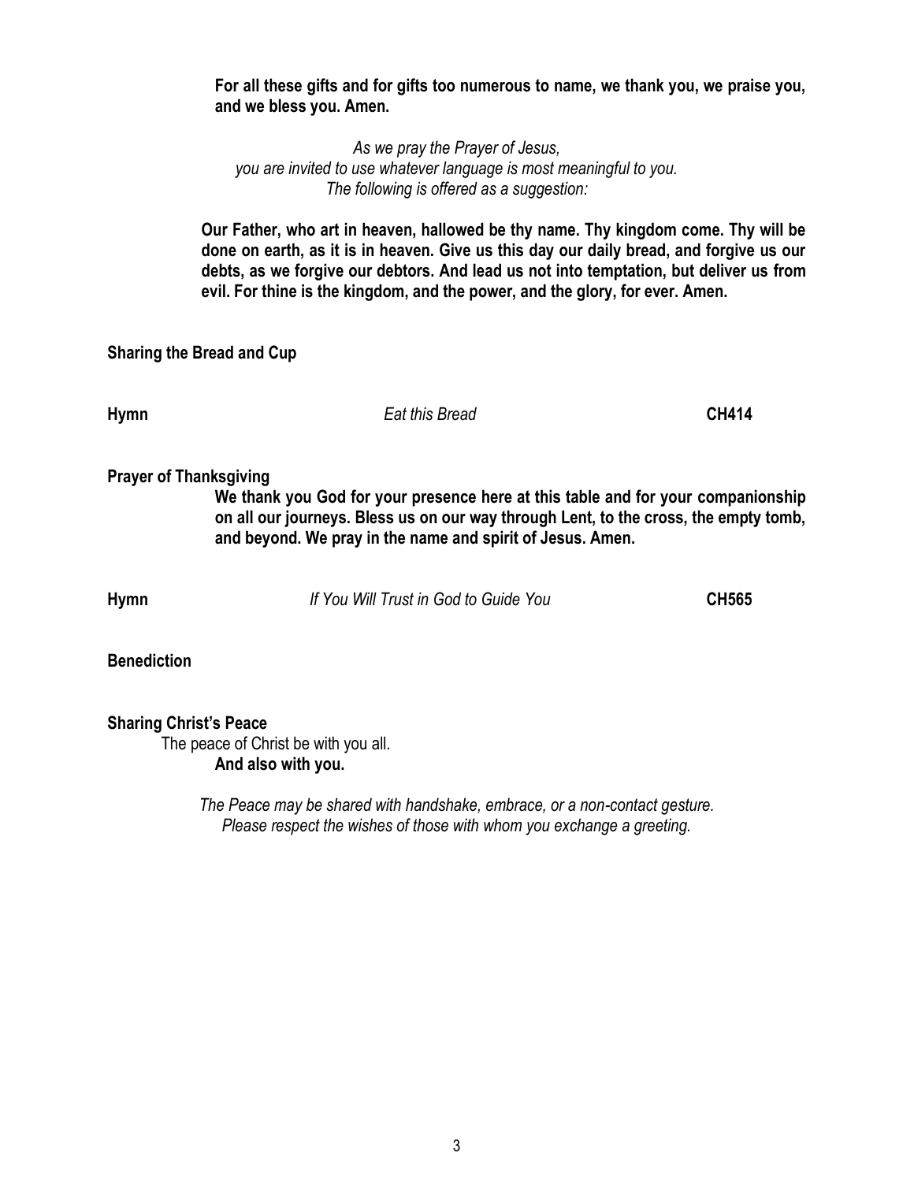**For all these gifts and for gifts too numerous to name, we thank you, we praise you, and we bless you. Amen.**

*As we pray the Prayer of Jesus,*
*you are invited to use whatever language is most meaningful to you.*
*The following is offered as a suggestion:*

**Our Father, who art in heaven, hallowed be thy name. Thy kingdom come. Thy will be done on earth, as it is in heaven. Give us this day our daily bread, and forgive us our debts, as we forgive our debtors. And lead us not into temptation, but deliver us from evil. For thine is the kingdom, and the power, and the glory, for ever. Amen.**

**Sharing the Bread and Cup**

**Hymn** *Eat this Bread* **CH414**

**Prayer of Thanksgiving**

**We thank you God for your presence here at this table and for your companionship on all our journeys. Bless us on our way through Lent, to the cross, the empty tomb, and beyond. We pray in the name and spirit of Jesus. Amen.**

**Hymn** *If You Will Trust in God to Guide You* **CH565**

**Benediction**

**Sharing Christ's Peace**

The peace of Christ be with you all.
**And also with you.**

*The Peace may be shared with handshake, embrace, or a non-contact gesture.*
*Please respect the wishes of those with whom you exchange a greeting.*